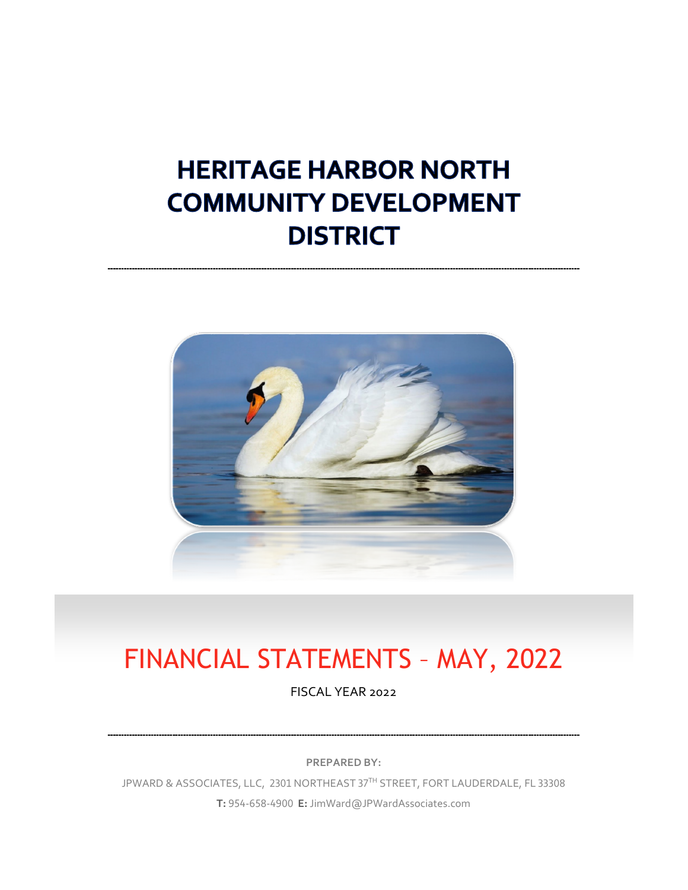# HERITAGE HARBOR NORTH COMMUNITY DEVELOPMENT DISTRICT

# FINANCIAL STATEMENTS – MAY, 2022

FISCAL YEAR 2022

**PREPARED BY:**

JPWARD & ASSOCIATES, LLC, 2301 NORTHEAST 37TH STREET, FORT LAUDERDALE, FL 33308

**T:** 954-658-4900 **E:** JimWard@JPWardAssociates.com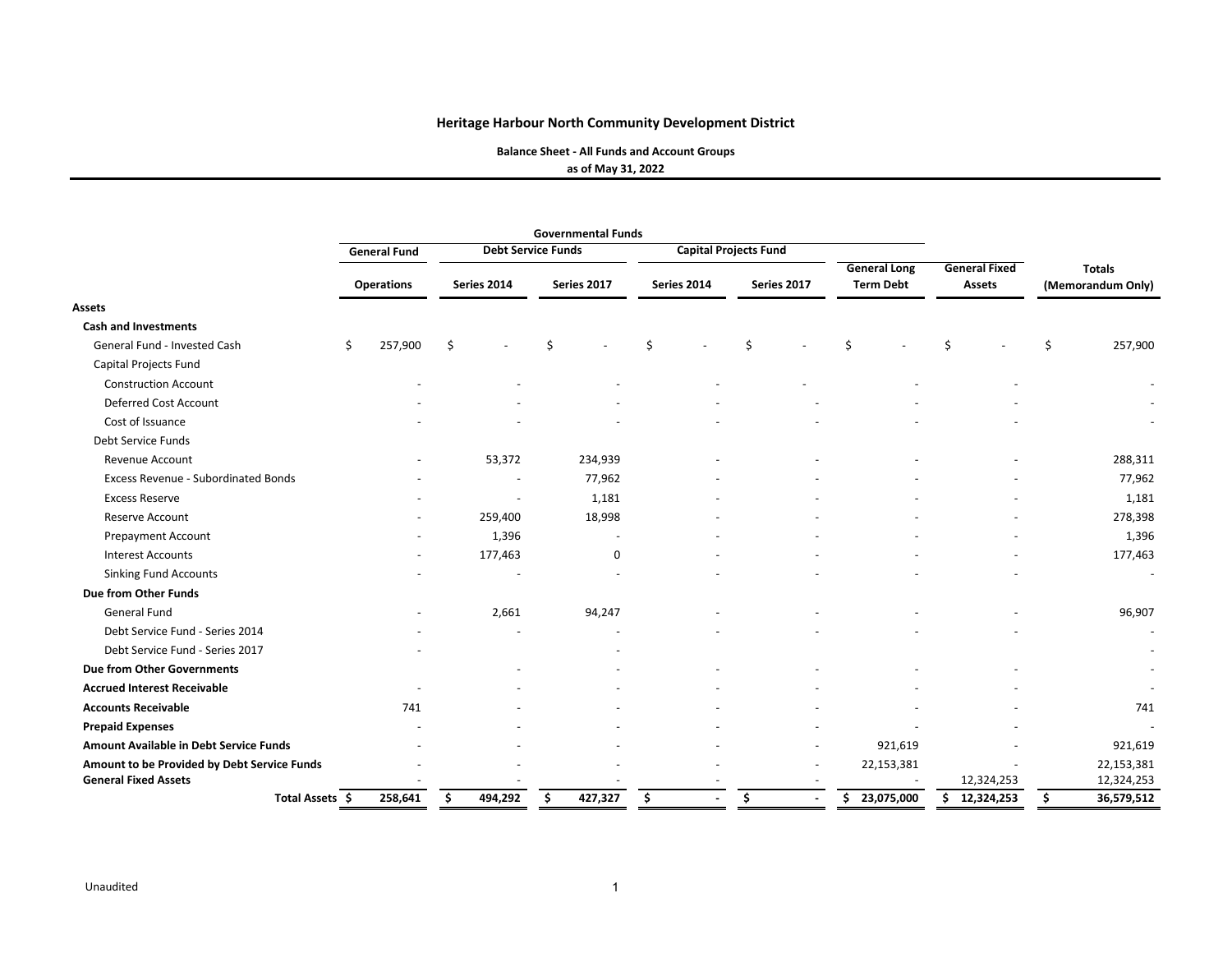## Heritage Harbour North Community Development District

**Balance Sheet - All Funds and Account Groups**

**as of May 31, 2022**

| | Governmental Funds | | | | | | | |
|---|---|---|---|---|---|---|---|---|
| | General Fund | Debt Service Funds | | Capital Projects Fund | | | | |
| | Operations | Series 2014 | Series 2017 | Series 2014 | Series 2017 | General Long Term Debt | General Fixed Assets | Totals (Memorandum Only) |
| **Assets** | | | | | | | | |
| **Cash and Investments** | | | | | | | | |
| General Fund - Invested Cash | $ 257,900 | $ - | $ - | $ - | $ - | $ - | $ - | $ 257,900 |
| Capital Projects Fund | | | | | | | | |
| Construction Account | - | - | - | - | - | - | - | - |
| Deferred Cost Account | - | - | - | - | - | - | - | - |
| Cost of Issuance | - | - | - | - | - | - | - | - |
| Debt Service Funds | | | | | | | | |
| Revenue Account | - | 53,372 | 234,939 | - | - | - | - | 288,311 |
| Excess Revenue - Subordinated Bonds | - | - | 77,962 | - | - | - | - | 77,962 |
| Excess Reserve | - | - | 1,181 | - | - | - | - | 1,181 |
| Reserve Account | - | 259,400 | 18,998 | - | - | - | - | 278,398 |
| Prepayment Account | - | 1,396 | - | - | - | - | - | 1,396 |
| Interest Accounts | - | 177,463 | 0 | - | - | - | - | 177,463 |
| Sinking Fund Accounts | - | - | - | - | - | - | - | - |
| **Due from Other Funds** | | | | | | | | |
| General Fund | - | 2,661 | 94,247 | - | - | - | - | 96,907 |
| Debt Service Fund - Series 2014 | - | - | - | - | - | - | - | - |
| Debt Service Fund - Series 2017 | - | | - | | | | | - |
| **Due from Other Governments** | | - | - | - | - | - | - | - |
| **Accrued Interest Receivable** | - | - | - | - | - | - | - | - |
| **Accounts Receivable** | 741 | - | - | - | - | - | - | 741 |
| **Prepaid Expenses** | - | - | - | - | - | - | - | - |
| **Amount Available in Debt Service Funds** | - | - | - | - | - | 921,619 | - | 921,619 |
| **Amount to be Provided by Debt Service Funds** | - | - | - | - | - | 22,153,381 | - | 22,153,381 |
| **General Fixed Assets** | - | - | - | - | - | - | 12,324,253 | 12,324,253 |
| **Total Assets** | **$ 258,641** | **$ 494,292** | **$ 427,327** | **$ -** | **$ -** | **$ 23,075,000** | **$ 12,324,253** | **$ 36,579,512** |

Unaudited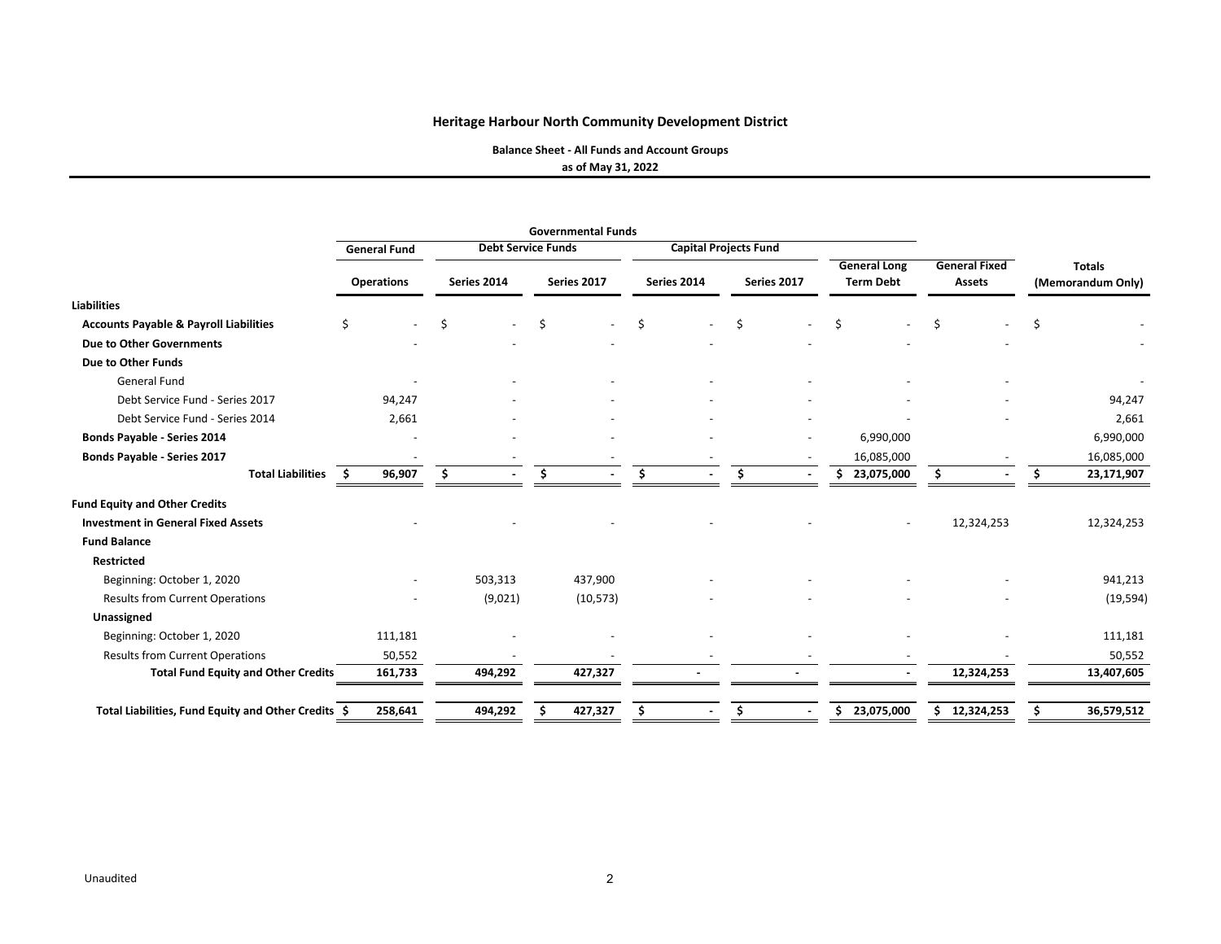# Heritage Harbour North Community Development District

**Balance Sheet - All Funds and Account Groups**

**as of May 31, 2022**

| | Governmental Funds | | | | | | | |
|---|---|---|---|---|---|---|---|---|
| | General Fund | Debt Service Funds | | Capital Projects Fund | | | | |
| | Operations | Series 2014 | Series 2017 | Series 2014 | Series 2017 | General Long Term Debt | General Fixed Assets | Totals (Memorandum Only) |
| **Liabilities** | | | | | | | | |
| **Accounts Payable & Payroll Liabilities** | $ - | $ - | $ - | $ - | $ - | $ - | $ - | $ - |
| **Due to Other Governments** | - | - | - | - | - | - | - | - |
| **Due to Other Funds** | | | | | | | | |
| General Fund | - | - | - | - | - | - | - | - |
| Debt Service Fund - Series 2017 | 94,247 | - | - | - | - | - | - | 94,247 |
| Debt Service Fund - Series 2014 | 2,661 | - | - | - | - | - | - | 2,661 |
| **Bonds Payable - Series 2014** | - | - | - | - | - | 6,990,000 | | 6,990,000 |
| **Bonds Payable - Series 2017** | - | - | - | - | - | 16,085,000 | - | 16,085,000 |
| **Total Liabilities** | **$ 96,907** | **$ -** | **$ -** | **$ -** | **$ -** | **$ 23,075,000** | **$ -** | **$ 23,171,907** |
| **Fund Equity and Other Credits** | | | | | | | | |
| **Investment in General Fixed Assets** | - | - | - | - | - | - | 12,324,253 | 12,324,253 |
| **Fund Balance** | | | | | | | | |
| **Restricted** | | | | | | | | |
| Beginning: October 1, 2020 | - | 503,313 | 437,900 | - | - | - | - | 941,213 |
| Results from Current Operations | - | (9,021) | (10,573) | - | - | - | - | (19,594) |
| **Unassigned** | | | | | | | | |
| Beginning: October 1, 2020 | 111,181 | - | - | - | - | - | - | 111,181 |
| Results from Current Operations | 50,552 | - | - | - | - | - | - | 50,552 |
| **Total Fund Equity and Other Credits** | **161,733** | **494,292** | **427,327** | **-** | **-** | **-** | **12,324,253** | **13,407,605** |
| **Total Liabilities, Fund Equity and Other Credits** | **$ 258,641** | **494,292** | **$ 427,327** | **$ -** | **$ -** | **$ 23,075,000** | **$ 12,324,253** | **$ 36,579,512** |

Unaudited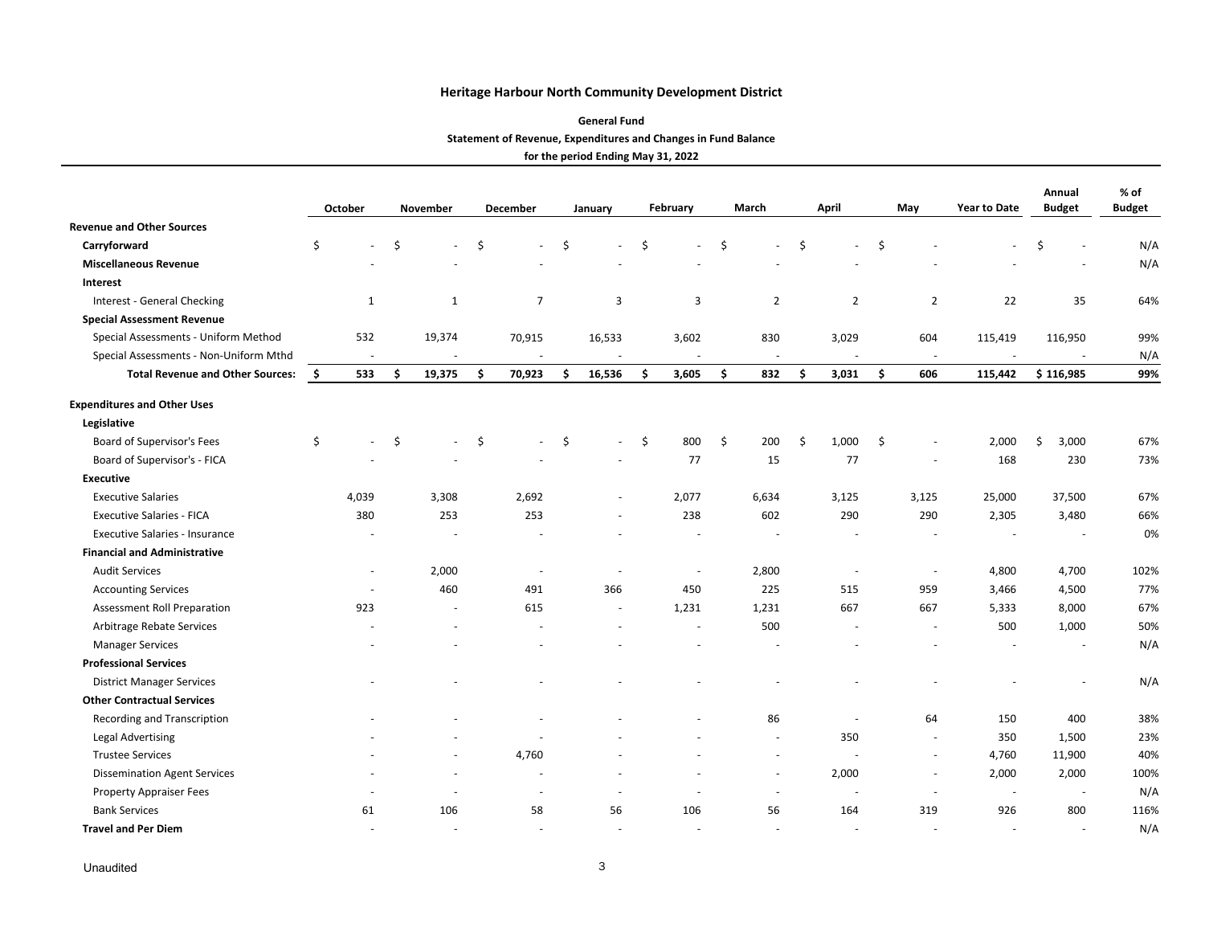# Heritage Harbour North Community Development District

**General Fund**

**Statement of Revenue, Expenditures and Changes in Fund Balance**

**for the period Ending May 31, 2022**

| | October | November | December | January | February | March | April | May | Year to Date | Annual Budget | % of Budget |
|---|---|---|---|---|---|---|---|---|---|---|---|
| **Revenue and Other Sources** | | | | | | | | | | | |
| **Carryforward** | $ - | $ - | $ - | $ - | $ - | $ - | $ - | $ - | - | $ - | N/A |
| **Miscellaneous Revenue** | - | - | - | - | - | - | - | - | - | - | N/A |
| **Interest** | | | | | | | | | | | |
| Interest - General Checking | 1 | 1 | 7 | 3 | 3 | 2 | 2 | 2 | 22 | 35 | 64% |
| **Special Assessment Revenue** | | | | | | | | | | | |
| Special Assessments - Uniform Method | 532 | 19,374 | 70,915 | 16,533 | 3,602 | 830 | 3,029 | 604 | 115,419 | 116,950 | 99% |
| Special Assessments - Non-Uniform Mthd | - | - | - | - | - | - | - | - | - | - | N/A |
| **Total Revenue and Other Sources:** | **$ 533** | **$ 19,375** | **$ 70,923** | **$ 16,536** | **$ 3,605** | **$ 832** | **$ 3,031** | **$ 606** | **115,442** | **$ 116,985** | **99%** |
| **Expenditures and Other Uses** | | | | | | | | | | | |
| **Legislative** | | | | | | | | | | | |
| Board of Supervisor's Fees | $ - | $ - | $ - | $ - | $ 800 | $ 200 | $ 1,000 | $ - | 2,000 | $ 3,000 | 67% |
| Board of Supervisor's - FICA | - | - | - | - | 77 | 15 | 77 | - | 168 | 230 | 73% |
| **Executive** | | | | | | | | | | | |
| Executive Salaries | 4,039 | 3,308 | 2,692 | - | 2,077 | 6,634 | 3,125 | 3,125 | 25,000 | 37,500 | 67% |
| Executive Salaries - FICA | 380 | 253 | 253 | - | 238 | 602 | 290 | 290 | 2,305 | 3,480 | 66% |
| Executive Salaries - Insurance | - | - | - | - | - | - | - | - | - | - | 0% |
| **Financial and Administrative** | | | | | | | | | | | |
| Audit Services | - | 2,000 | - | - | - | 2,800 | - | - | 4,800 | 4,700 | 102% |
| Accounting Services | - | 460 | 491 | 366 | 450 | 225 | 515 | 959 | 3,466 | 4,500 | 77% |
| Assessment Roll Preparation | 923 | - | 615 | - | 1,231 | 1,231 | 667 | 667 | 5,333 | 8,000 | 67% |
| Arbitrage Rebate Services | - | - | - | - | - | 500 | - | - | 500 | 1,000 | 50% |
| Manager Services | - | - | - | - | - | - | - | - | - | - | N/A |
| **Professional Services** | | | | | | | | | | | |
| District Manager Services | - | - | - | - | - | - | - | - | - | - | N/A |
| **Other Contractual Services** | | | | | | | | | | | |
| Recording and Transcription | - | - | - | - | - | 86 | - | 64 | 150 | 400 | 38% |
| Legal Advertising | - | - | - | - | - | - | 350 | - | 350 | 1,500 | 23% |
| Trustee Services | - | - | 4,760 | - | - | - | - | - | 4,760 | 11,900 | 40% |
| Dissemination Agent Services | - | - | - | - | - | - | 2,000 | - | 2,000 | 2,000 | 100% |
| Property Appraiser Fees | - | - | - | - | - | - | - | - | - | - | N/A |
| Bank Services | 61 | 106 | 58 | 56 | 106 | 56 | 164 | 319 | 926 | 800 | 116% |
| **Travel and Per Diem** | - | - | - | - | - | - | - | - | - | - | N/A |

Unaudited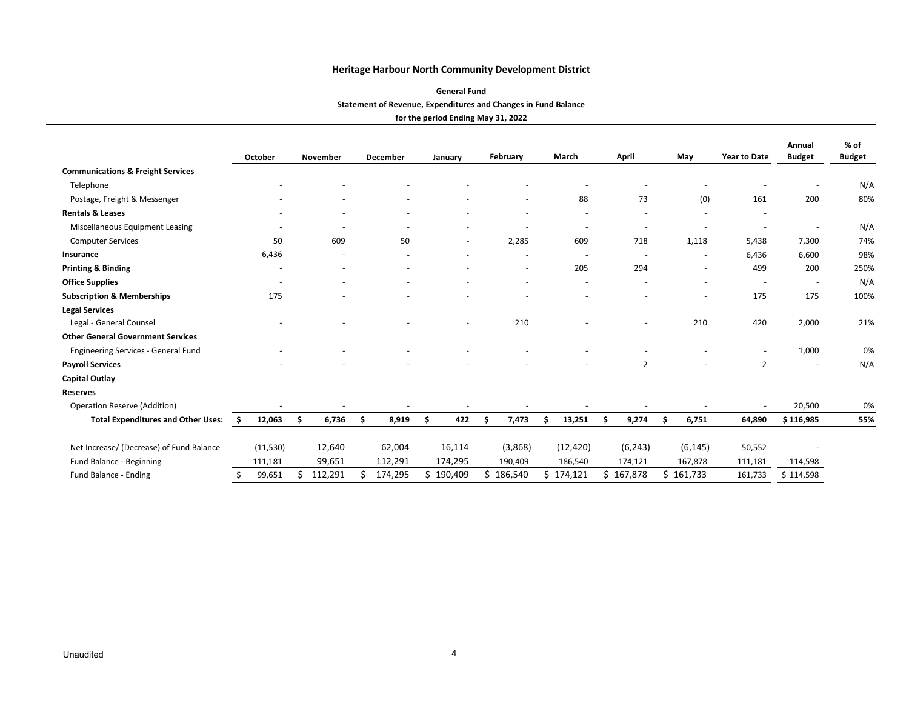**Heritage Harbour North Community Development District**

**General Fund**

**Statement of Revenue, Expenditures and Changes in Fund Balance**

**for the period Ending May 31, 2022**

| | October | November | December | January | February | March | April | May | Year to Date | Annual Budget | % of Budget |
|---|---|---|---|---|---|---|---|---|---|---|---|
| **Communications & Freight Services** | | | | | | | | | | | |
| Telephone | - | - | - | - | - | - | - | - | - | - | N/A |
| Postage, Freight & Messenger | - | - | - | - | - | 88 | 73 | (0) | 161 | 200 | 80% |
| **Rentals & Leases** | - | - | - | - | - | - | - | - | - | | |
| Miscellaneous Equipment Leasing | - | - | - | - | - | - | - | - | - | - | N/A |
| Computer Services | 50 | 609 | 50 | - | 2,285 | 609 | 718 | 1,118 | 5,438 | 7,300 | 74% |
| **Insurance** | 6,436 | - | - | - | - | - | - | - | 6,436 | 6,600 | 98% |
| **Printing & Binding** | - | - | - | - | - | 205 | 294 | - | 499 | 200 | 250% |
| **Office Supplies** | - | - | - | - | - | - | - | - | - | - | N/A |
| **Subscription & Memberships** | 175 | - | - | - | - | - | - | - | 175 | 175 | 100% |
| **Legal Services** | | | | | | | | | | | |
| Legal - General Counsel | - | - | - | - | 210 | - | - | 210 | 420 | 2,000 | 21% |
| **Other General Government Services** | | | | | | | | | | | |
| Engineering Services - General Fund | - | - | - | - | - | - | - | - | - | 1,000 | 0% |
| **Payroll Services** | - | - | - | - | - | - | 2 | - | 2 | - | N/A |
| **Capital Outlay** | | | | | | | | | | | |
| **Reserves** | | | | | | | | | | | |
| Operation Reserve (Addition) | - | - | - | - | - | - | - | - | - | 20,500 | 0% |
| **Total Expenditures and Other Uses:** | **$ 12,063** | **$ 6,736** | **$ 8,919** | **$ 422** | **$ 7,473** | **$ 13,251** | **$ 9,274** | **$ 6,751** | **64,890** | **$ 116,985** | **55%** |
| Net Increase/ (Decrease) of Fund Balance | (11,530) | 12,640 | 62,004 | 16,114 | (3,868) | (12,420) | (6,243) | (6,145) | 50,552 | - | |
| Fund Balance - Beginning | 111,181 | 99,651 | 112,291 | 174,295 | 190,409 | 186,540 | 174,121 | 167,878 | 111,181 | 114,598 | |
| Fund Balance - Ending | $ 99,651 | $ 112,291 | $ 174,295 | $ 190,409 | $ 186,540 | $ 174,121 | $ 167,878 | $ 161,733 | 161,733 | $ 114,598 | |

Unaudited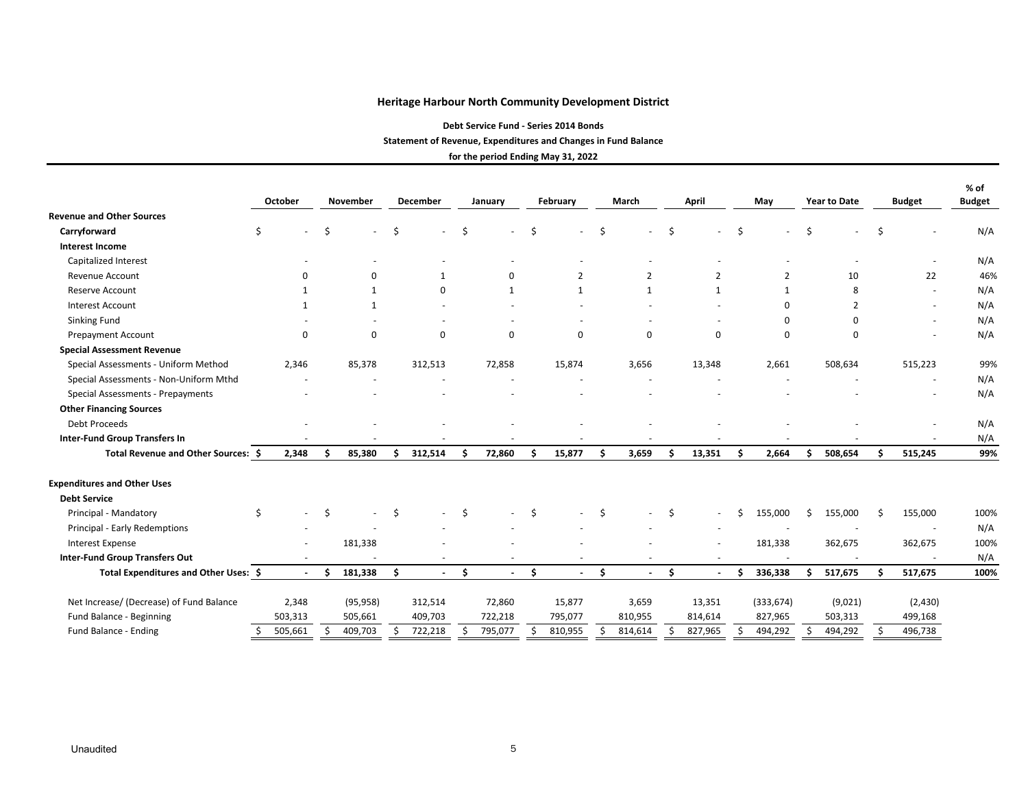# Heritage Harbour North Community Development District

### Debt Service Fund - Series 2014 Bonds

### Statement of Revenue, Expenditures and Changes in Fund Balance

### for the period Ending May 31, 2022

| | October | November | December | January | February | March | April | May | Year to Date | Budget | % of Budget |
|---|---|---|---|---|---|---|---|---|---|---|---|
| **Revenue and Other Sources** | | | | | | | | | | | |
| **Carryforward** | $ - | $ - | $ - | $ - | $ - | $ - | $ - | $ - | $ - | $ - | N/A |
| **Interest Income** | | | | | | | | | | | |
| Capitalized Interest | - | - | - | - | - | - | - | - | - | - | N/A |
| Revenue Account | 0 | 0 | 1 | 0 | 2 | 2 | 2 | 2 | 10 | 22 | 46% |
| Reserve Account | 1 | 1 | 0 | 1 | 1 | 1 | 1 | 1 | 8 | - | N/A |
| Interest Account | 1 | 1 | - | - | - | - | - | 0 | 2 | - | N/A |
| Sinking Fund | - | - | - | - | - | - | - | 0 | 0 | - | N/A |
| Prepayment Account | 0 | 0 | 0 | 0 | 0 | 0 | 0 | 0 | 0 | - | N/A |
| **Special Assessment Revenue** | | | | | | | | | | | |
| Special Assessments - Uniform Method | 2,346 | 85,378 | 312,513 | 72,858 | 15,874 | 3,656 | 13,348 | 2,661 | 508,634 | 515,223 | 99% |
| Special Assessments - Non-Uniform Mthd | - | - | - | - | - | - | - | - | - | - | N/A |
| Special Assessments - Prepayments | - | - | - | - | - | - | - | - | - | - | N/A |
| **Other Financing Sources** | | | | | | | | | | | |
| Debt Proceeds | - | - | - | - | - | - | - | - | - | - | N/A |
| **Inter-Fund Group Transfers In** | - | - | - | - | - | - | - | - | - | - | N/A |
| **Total Revenue and Other Sources:** | **$ 2,348** | **$ 85,380** | **$ 312,514** | **$ 72,860** | **$ 15,877** | **$ 3,659** | **$ 13,351** | **$ 2,664** | **$ 508,654** | **$ 515,245** | **99%** |
| | | | | | | | | | | | |
| **Expenditures and Other Uses** | | | | | | | | | | | |
| **Debt Service** | | | | | | | | | | | |
| Principal - Mandatory | $ - | $ - | $ - | $ - | $ - | $ - | $ - | $ 155,000 | $ 155,000 | $ 155,000 | 100% |
| Principal - Early Redemptions | - | - | - | - | - | - | - | - | - | - | N/A |
| Interest Expense | - | 181,338 | - | - | - | - | - | 181,338 | 362,675 | 362,675 | 100% |
| **Inter-Fund Group Transfers Out** | - | - | - | - | - | - | - | - | - | - | N/A |
| **Total Expenditures and Other Uses:** | **$ -** | **$ 181,338** | **$ -** | **$ -** | **$ -** | **$ -** | **$ -** | **$ 336,338** | **$ 517,675** | **$ 517,675** | **100%** |
| | | | | | | | | | | | |
| Net Increase/ (Decrease) of Fund Balance | 2,348 | (95,958) | 312,514 | 72,860 | 15,877 | 3,659 | 13,351 | (333,674) | (9,021) | (2,430) | |
| Fund Balance - Beginning | 503,313 | 505,661 | 409,703 | 722,218 | 795,077 | 810,955 | 814,614 | 827,965 | 503,313 | 499,168 | |
| Fund Balance - Ending | $ 505,661 | $ 409,703 | $ 722,218 | $ 795,077 | $ 810,955 | $ 814,614 | $ 827,965 | $ 494,292 | $ 494,292 | $ 496,738 | |

Unaudited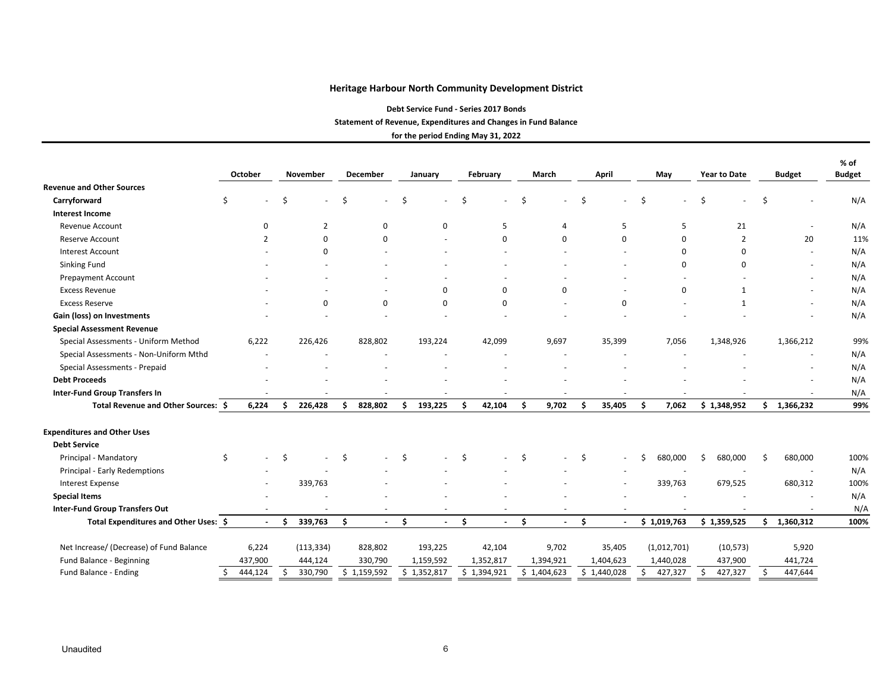# Heritage Harbour North Community Development District

### Debt Service Fund - Series 2017 Bonds

### Statement of Revenue, Expenditures and Changes in Fund Balance

### for the period Ending May 31, 2022

| | October | November | December | January | February | March | April | May | Year to Date | Budget | % of Budget |
|---|---|---|---|---|---|---|---|---|---|---|---|
| **Revenue and Other Sources** | | | | | | | | | | | |
| **Carryforward** | $ - | $ - | $ - | $ - | $ - | $ - | $ - | $ - | $ - | $ - | N/A |
| **Interest Income** | | | | | | | | | | | |
| Revenue Account | 0 | 2 | 0 | 0 | 5 | 4 | 5 | 5 | 21 | - | N/A |
| Reserve Account | 2 | 0 | 0 | - | 0 | 0 | 0 | 0 | 2 | 20 | 11% |
| Interest Account | - | 0 | - | - | - | - | - | 0 | 0 | - | N/A |
| Sinking Fund | - | - | - | - | - | - | - | 0 | 0 | - | N/A |
| Prepayment Account | - | - | - | - | - | - | - | - | - | - | N/A |
| Excess Revenue | - | - | - | 0 | 0 | 0 | - | 0 | 1 | - | N/A |
| Excess Reserve | - | 0 | 0 | 0 | 0 | - | 0 | - | 1 | - | N/A |
| **Gain (loss) on Investments** | - | - | - | - | - | - | - | - | - | - | N/A |
| **Special Assessment Revenue** | | | | | | | | | | | |
| Special Assessments - Uniform Method | 6,222 | 226,426 | 828,802 | 193,224 | 42,099 | 9,697 | 35,399 | 7,056 | 1,348,926 | 1,366,212 | 99% |
| Special Assessments - Non-Uniform Mthd | - | - | - | - | - | - | - | - | - | - | N/A |
| Special Assessments - Prepaid | - | - | - | - | - | - | - | - | - | - | N/A |
| **Debt Proceeds** | - | - | - | - | - | - | - | - | - | - | N/A |
| **Inter-Fund Group Transfers In** | - | - | - | - | - | - | - | - | - | - | N/A |
| **Total Revenue and Other Sources:** | **$ 6,224** | **$ 226,428** | **$ 828,802** | **$ 193,225** | **$ 42,104** | **$ 9,702** | **$ 35,405** | **$ 7,062** | **$ 1,348,952** | **$ 1,366,232** | **99%** |
| **Expenditures and Other Uses** | | | | | | | | | | | |
| **Debt Service** | | | | | | | | | | | |
| Principal - Mandatory | $ - | $ - | $ - | $ - | $ - | $ - | $ - | $ 680,000 | $ 680,000 | $ 680,000 | 100% |
| Principal - Early Redemptions | - | - | - | - | - | - | - | - | - | - | N/A |
| Interest Expense | - | 339,763 | - | - | - | - | - | 339,763 | 679,525 | 680,312 | 100% |
| **Special Items** | - | - | - | - | - | - | - | - | - | - | N/A |
| **Inter-Fund Group Transfers Out** | - | - | - | - | - | - | - | - | - | - | N/A |
| **Total Expenditures and Other Uses:** | **$ -** | **$ 339,763** | **$ -** | **$ -** | **$ -** | **$ -** | **$ -** | **$ 1,019,763** | **$ 1,359,525** | **$ 1,360,312** | **100%** |
| Net Increase/ (Decrease) of Fund Balance | 6,224 | (113,334) | 828,802 | 193,225 | 42,104 | 9,702 | 35,405 | (1,012,701) | (10,573) | 5,920 | |
| Fund Balance - Beginning | 437,900 | 444,124 | 330,790 | 1,159,592 | 1,352,817 | 1,394,921 | 1,404,623 | 1,440,028 | 437,900 | 441,724 | |
| Fund Balance - Ending | $ 444,124 | $ 330,790 | $ 1,159,592 | $ 1,352,817 | $ 1,394,921 | $ 1,404,623 | $ 1,440,028 | $ 427,327 | $ 427,327 | $ 447,644 | |

Unaudited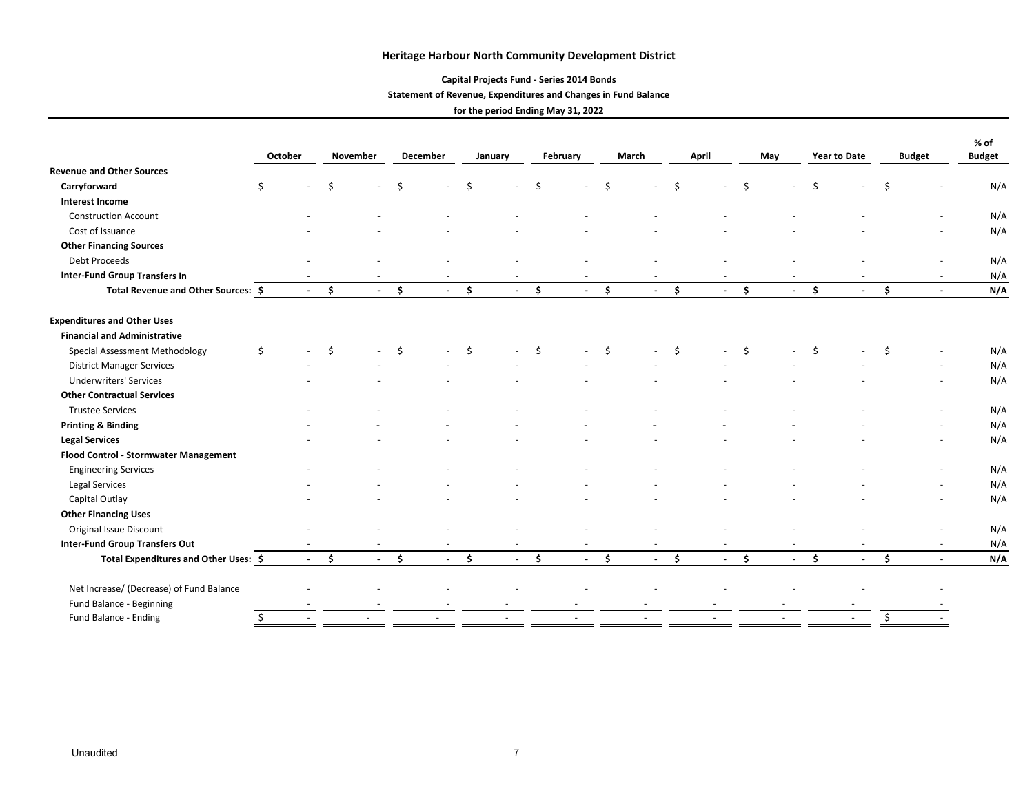# Heritage Harbour North Community Development District

**Capital Projects Fund - Series 2014 Bonds**

**Statement of Revenue, Expenditures and Changes in Fund Balance**

**for the period Ending May 31, 2022**

| | October | November | December | January | February | March | April | May | Year to Date | Budget | % of Budget |
|---|---|---|---|---|---|---|---|---|---|---|---|
| **Revenue and Other Sources** | | | | | | | | | | | |
| **Carryforward** | $ - | $ - | $ - | $ - | $ - | $ - | $ - | $ - | $ - | $ - | N/A |
| **Interest Income** | | | | | | | | | | | |
| Construction Account | - | - | - | - | - | - | - | - | - | - | N/A |
| Cost of Issuance | - | - | - | - | - | - | - | - | - | - | N/A |
| **Other Financing Sources** | | | | | | | | | | | |
| Debt Proceeds | - | - | - | - | - | - | - | - | - | - | N/A |
| **Inter-Fund Group Transfers In** | - | - | - | - | - | - | - | - | - | - | N/A |
| **Total Revenue and Other Sources:** | **$ -** | **$ -** | **$ -** | **$ -** | **$ -** | **$ -** | **$ -** | **$ -** | **$ -** | **$ -** | **N/A** |
| | | | | | | | | | | | |
| **Expenditures and Other Uses** | | | | | | | | | | | |
| **Financial and Administrative** | | | | | | | | | | | |
| Special Assessment Methodology | $ - | $ - | $ - | $ - | $ - | $ - | $ - | $ - | $ - | $ - | N/A |
| District Manager Services | - | - | - | - | - | - | - | - | - | - | N/A |
| Underwriters' Services | - | - | - | - | - | - | - | - | - | - | N/A |
| **Other Contractual Services** | | | | | | | | | | | |
| Trustee Services | - | - | - | - | - | - | - | - | - | - | N/A |
| **Printing & Binding** | - | - | - | - | - | - | - | - | - | - | N/A |
| **Legal Services** | - | - | - | - | - | - | - | - | - | - | N/A |
| **Flood Control - Stormwater Management** | | | | | | | | | | | |
| Engineering Services | - | - | - | - | - | - | - | - | - | - | N/A |
| Legal Services | - | - | - | - | - | - | - | - | - | - | N/A |
| Capital Outlay | - | - | - | - | - | - | - | - | - | - | N/A |
| **Other Financing Uses** | | | | | | | | | | | |
| Original Issue Discount | - | - | - | - | - | - | - | - | - | - | N/A |
| **Inter-Fund Group Transfers Out** | - | - | - | - | - | - | - | - | - | - | N/A |
| **Total Expenditures and Other Uses:** | **$ -** | **$ -** | **$ -** | **$ -** | **$ -** | **$ -** | **$ -** | **$ -** | **$ -** | **$ -** | **N/A** |
| | | | | | | | | | | | |
| Net Increase/ (Decrease) of Fund Balance | - | - | - | - | - | - | - | - | - | - | |
| Fund Balance - Beginning | - | - | - | - | - | - | - | - | - | - | |
| Fund Balance - Ending | $ - | - | - | - | - | - | - | - | - | $ - | |

Unaudited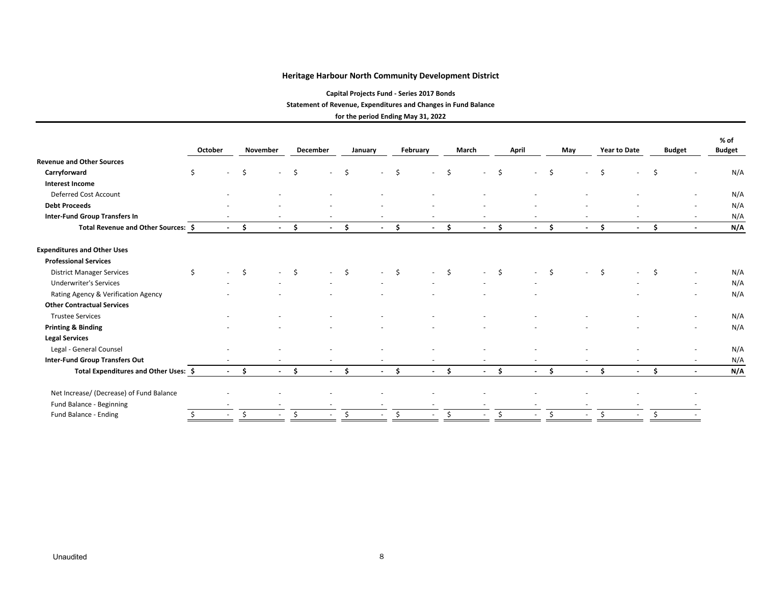**Heritage Harbour North Community Development District**

**Capital Projects Fund - Series 2017 Bonds**

**Statement of Revenue, Expenditures and Changes in Fund Balance**

**for the period Ending May 31, 2022**

| | October | November | December | January | February | March | April | May | Year to Date | Budget | % of Budget |
|---|---|---|---|---|---|---|---|---|---|---|---|
| **Revenue and Other Sources** | | | | | | | | | | | |
| **Carryforward** | $ - | $ - | $ - | $ - | $ - | $ - | $ - | $ - | $ - | $ - | N/A |
| **Interest Income** | | | | | | | | | | | |
| Deferred Cost Account | - | - | - | - | - | - | - | - | - | - | N/A |
| **Debt Proceeds** | - | - | - | - | - | - | - | - | - | - | N/A |
| **Inter-Fund Group Transfers In** | - | - | - | - | - | - | - | - | - | - | N/A |
| **Total Revenue and Other Sources:** | **$ -** | **$ -** | **$ -** | **$ -** | **$ -** | **$ -** | **$ -** | **$ -** | **$ -** | **$ -** | **N/A** |
| **Expenditures and Other Uses** | | | | | | | | | | | |
| **Professional Services** | | | | | | | | | | | |
| District Manager Services | $ - | $ - | $ - | $ - | $ - | $ - | $ - | $ - | $ - | $ - | N/A |
| Underwriter's Services | - | - | - | - | - | - | - | | - | - | N/A |
| Rating Agency & Verification Agency | - | - | - | - | - | - | - | | - | - | N/A |
| **Other Contractual Services** | | | | | | | | | | | |
| Trustee Services | - | - | - | - | - | - | - | - | - | - | N/A |
| **Printing & Binding** | - | - | - | - | - | - | - | - | - | - | N/A |
| **Legal Services** | | | | | | | | | | | |
| Legal - General Counsel | - | - | - | - | - | - | - | - | - | - | N/A |
| **Inter-Fund Group Transfers Out** | - | - | - | - | - | - | - | - | - | - | N/A |
| **Total Expenditures and Other Uses:** | **$ -** | **$ -** | **$ -** | **$ -** | **$ -** | **$ -** | **$ -** | **$ -** | **$ -** | **$ -** | **N/A** |
| Net Increase/ (Decrease) of Fund Balance | - | - | - | - | - | - | - | - | - | - | |
| Fund Balance - Beginning | - | - | - | - | - | - | - | - | - | - | |
| Fund Balance - Ending | $ - | $ - | $ - | $ - | $ - | $ - | $ - | $ - | $ - | $ - | |

Unaudited